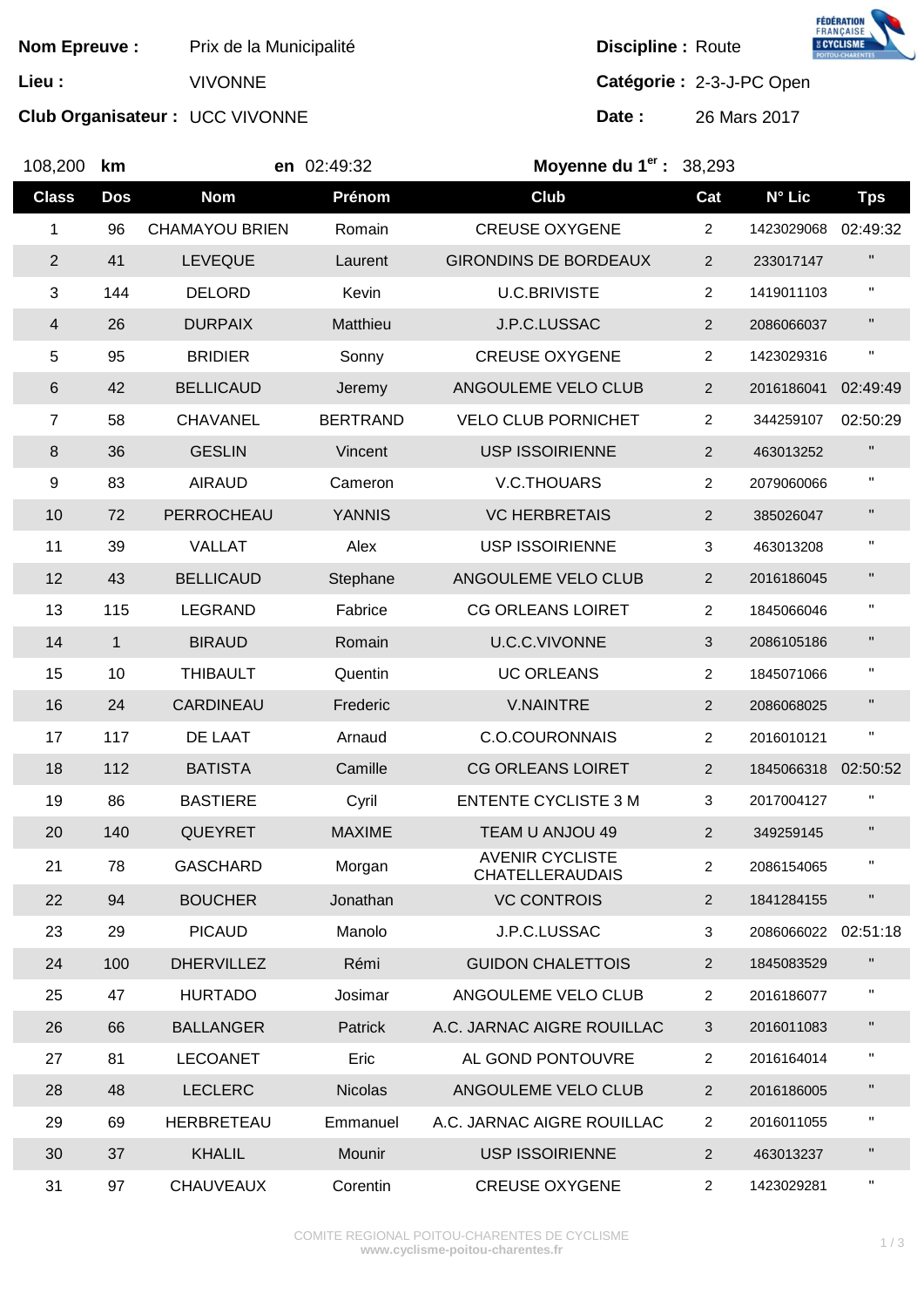**Nom Epreuve :** Prix de la Municipalité

**Lieu :** VIVONNE

**Club Organisateur :** UCC VIVONNE

**Discipline :** Route

**Catégorie :** 2-3-J-PC Open

**Date :** 26 Mars 2017

108,200 **km** **en** 02:49:32 **Moyenne du 1er :** 38,293

| Class | Dos | Nom | Prénom | Club | Cat | N° Lic | Tps |
|---|---|---|---|---|---|---|---|
| 1 | 96 | CHAMAYOU BRIEN | Romain | CREUSE OXYGENE | 2 | 1423029068 | 02:49:32 |
| 2 | 41 | LEVEQUE | Laurent | GIRONDINS DE BORDEAUX | 2 | 233017147 | " |
| 3 | 144 | DELORD | Kevin | U.C.BRIVISTE | 2 | 1419011103 | " |
| 4 | 26 | DURPAIX | Matthieu | J.P.C.LUSSAC | 2 | 2086066037 | " |
| 5 | 95 | BRIDIER | Sonny | CREUSE OXYGENE | 2 | 1423029316 | " |
| 6 | 42 | BELLICAUD | Jeremy | ANGOULEME VELO CLUB | 2 | 2016186041 | 02:49:49 |
| 7 | 58 | CHAVANEL | BERTRAND | VELO CLUB PORNICHET | 2 | 344259107 | 02:50:29 |
| 8 | 36 | GESLIN | Vincent | USP ISSOIRIENNE | 2 | 463013252 | " |
| 9 | 83 | AIRAUD | Cameron | V.C.THOUARS | 2 | 2079060066 | " |
| 10 | 72 | PERROCHEAU | YANNIS | VC HERBRETAIS | 2 | 385026047 | " |
| 11 | 39 | VALLAT | Alex | USP ISSOIRIENNE | 3 | 463013208 | " |
| 12 | 43 | BELLICAUD | Stephane | ANGOULEME VELO CLUB | 2 | 2016186045 | " |
| 13 | 115 | LEGRAND | Fabrice | CG ORLEANS LOIRET | 2 | 1845066046 | " |
| 14 | 1 | BIRAUD | Romain | U.C.C.VIVONNE | 3 | 2086105186 | " |
| 15 | 10 | THIBAULT | Quentin | UC ORLEANS | 2 | 1845071066 | " |
| 16 | 24 | CARDINEAU | Frederic | V.NAINTRE | 2 | 2086068025 | " |
| 17 | 117 | DE LAAT | Arnaud | C.O.COURONNAIS | 2 | 2016010121 | " |
| 18 | 112 | BATISTA | Camille | CG ORLEANS LOIRET | 2 | 1845066318 | 02:50:52 |
| 19 | 86 | BASTIERE | Cyril | ENTENTE CYCLISTE 3 M | 3 | 2017004127 | " |
| 20 | 140 | QUEYRET | MAXIME | TEAM U ANJOU 49 | 2 | 349259145 | " |
| 21 | 78 | GASCHARD | Morgan | AVENIR CYCLISTE CHATELLERAUDAIS | 2 | 2086154065 | " |
| 22 | 94 | BOUCHER | Jonathan | VC CONTROIS | 2 | 1841284155 | " |
| 23 | 29 | PICAUD | Manolo | J.P.C.LUSSAC | 3 | 2086066022 | 02:51:18 |
| 24 | 100 | DHERVILLEZ | Rémi | GUIDON CHALETTOIS | 2 | 1845083529 | " |
| 25 | 47 | HURTADO | Josimar | ANGOULEME VELO CLUB | 2 | 2016186077 | " |
| 26 | 66 | BALLANGER | Patrick | A.C. JARNAC AIGRE ROUILLAC | 3 | 2016011083 | " |
| 27 | 81 | LECOANET | Eric | AL GOND PONTOUVRE | 2 | 2016164014 | " |
| 28 | 48 | LECLERC | Nicolas | ANGOULEME VELO CLUB | 2 | 2016186005 | " |
| 29 | 69 | HERBRETEAU | Emmanuel | A.C. JARNAC AIGRE ROUILLAC | 2 | 2016011055 | " |
| 30 | 37 | KHALIL | Mounir | USP ISSOIRIENNE | 2 | 463013237 | " |
| 31 | 97 | CHAUVEAUX | Corentin | CREUSE OXYGENE | 2 | 1423029281 | " |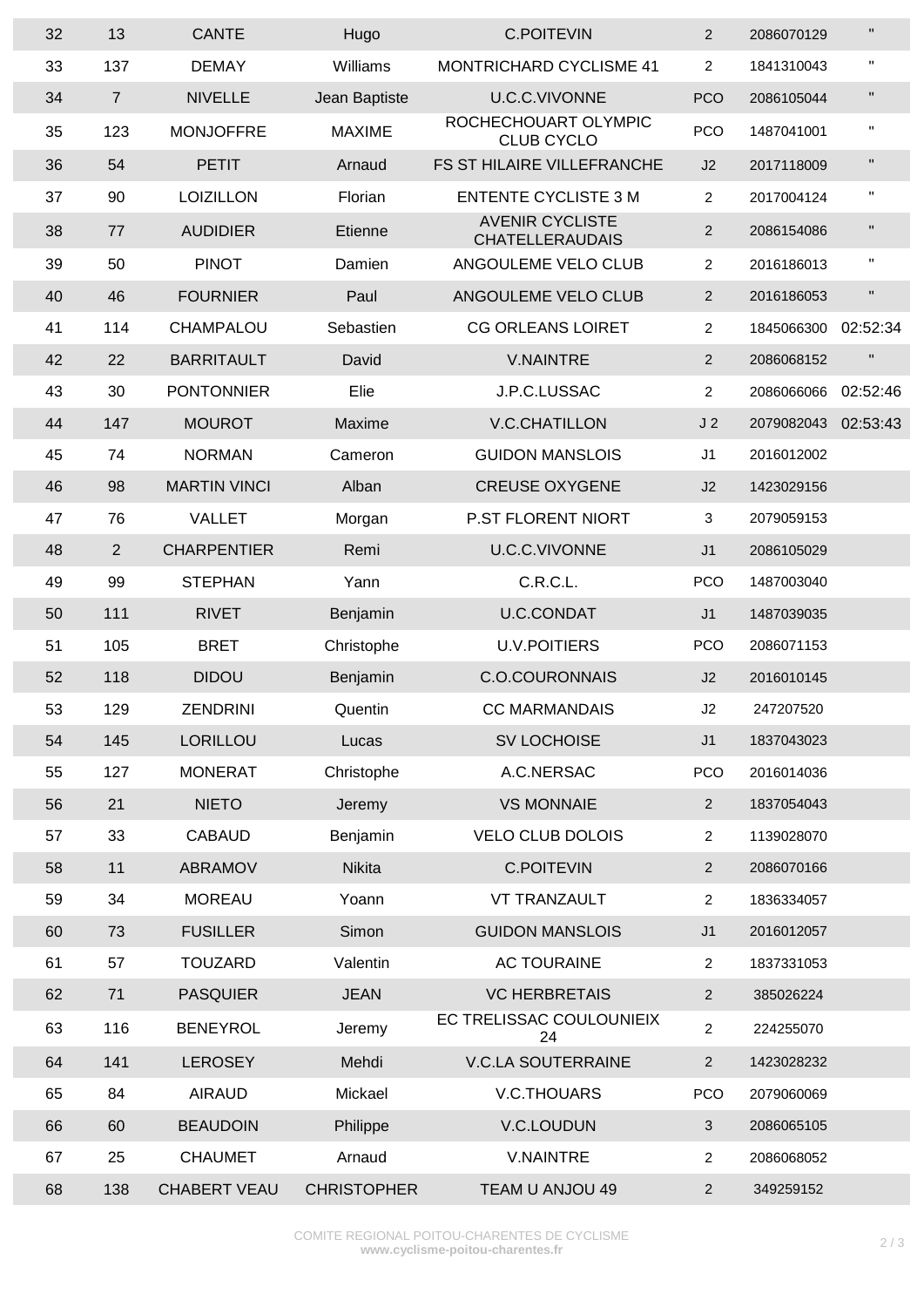| 32 | 13 | CANTE | Hugo | C.POITEVIN | 2 | 2086070129 | " |
|---|---|---|---|---|---|---|---|
| 33 | 137 | DEMAY | Williams | MONTRICHARD CYCLISME 41 | 2 | 1841310043 | " |
| 34 | 7 | NIVELLE | Jean Baptiste | U.C.C.VIVONNE | PCO | 2086105044 | " |
| 35 | 123 | MONJOFFRE | MAXIME | ROCHECHOUART OLYMPIC CLUB CYCLO | PCO | 1487041001 | " |
| 36 | 54 | PETIT | Arnaud | FS ST HILAIRE VILLEFRANCHE | J2 | 2017118009 | " |
| 37 | 90 | LOIZILLON | Florian | ENTENTE CYCLISTE 3 M | 2 | 2017004124 | " |
| 38 | 77 | AUDIDIER | Etienne | AVENIR CYCLISTE CHATELLERAUDAIS | 2 | 2086154086 | " |
| 39 | 50 | PINOT | Damien | ANGOULEME VELO CLUB | 2 | 2016186013 | " |
| 40 | 46 | FOURNIER | Paul | ANGOULEME VELO CLUB | 2 | 2016186053 | " |
| 41 | 114 | CHAMPALOU | Sebastien | CG ORLEANS LOIRET | 2 | 1845066300 | 02:52:34 |
| 42 | 22 | BARRITAULT | David | V.NAINTRE | 2 | 2086068152 | " |
| 43 | 30 | PONTONNIER | Elie | J.P.C.LUSSAC | 2 | 2086066066 | 02:52:46 |
| 44 | 147 | MOUROT | Maxime | V.C.CHATILLON | J 2 | 2079082043 | 02:53:43 |
| 45 | 74 | NORMAN | Cameron | GUIDON MANSLOIS | J1 | 2016012002 | |
| 46 | 98 | MARTIN VINCI | Alban | CREUSE OXYGENE | J2 | 1423029156 | |
| 47 | 76 | VALLET | Morgan | P.ST FLORENT NIORT | 3 | 2079059153 | |
| 48 | 2 | CHARPENTIER | Remi | U.C.C.VIVONNE | J1 | 2086105029 | |
| 49 | 99 | STEPHAN | Yann | C.R.C.L. | PCO | 1487003040 | |
| 50 | 111 | RIVET | Benjamin | U.C.CONDAT | J1 | 1487039035 | |
| 51 | 105 | BRET | Christophe | U.V.POITIERS | PCO | 2086071153 | |
| 52 | 118 | DIDOU | Benjamin | C.O.COURONNAIS | J2 | 2016010145 | |
| 53 | 129 | ZENDRINI | Quentin | CC MARMANDAIS | J2 | 247207520 | |
| 54 | 145 | LORILLOU | Lucas | SV LOCHOISE | J1 | 1837043023 | |
| 55 | 127 | MONERAT | Christophe | A.C.NERSAC | PCO | 2016014036 | |
| 56 | 21 | NIETO | Jeremy | VS MONNAIE | 2 | 1837054043 | |
| 57 | 33 | CABAUD | Benjamin | VELO CLUB DOLOIS | 2 | 1139028070 | |
| 58 | 11 | ABRAMOV | Nikita | C.POITEVIN | 2 | 2086070166 | |
| 59 | 34 | MOREAU | Yoann | VT TRANZAULT | 2 | 1836334057 | |
| 60 | 73 | FUSILLER | Simon | GUIDON MANSLOIS | J1 | 2016012057 | |
| 61 | 57 | TOUZARD | Valentin | AC TOURAINE | 2 | 1837331053 | |
| 62 | 71 | PASQUIER | JEAN | VC HERBRETAIS | 2 | 385026224 | |
| 63 | 116 | BENEYROL | Jeremy | EC TRELISSAC COULOUNIEIX 24 | 2 | 224255070 | |
| 64 | 141 | LEROSEY | Mehdi | V.C.LA SOUTERRAINE | 2 | 1423028232 | |
| 65 | 84 | AIRAUD | Mickael | V.C.THOUARS | PCO | 2079060069 | |
| 66 | 60 | BEAUDOIN | Philippe | V.C.LOUDUN | 3 | 2086065105 | |
| 67 | 25 | CHAUMET | Arnaud | V.NAINTRE | 2 | 2086068052 | |
| 68 | 138 | CHABERT VEAU | CHRISTOPHER | TEAM U ANJOU 49 | 2 | 349259152 | |

COMITE REGIONAL POITOU-CHARENTES DE CYCLISME
**www.cyclisme-poitou-charentes.fr**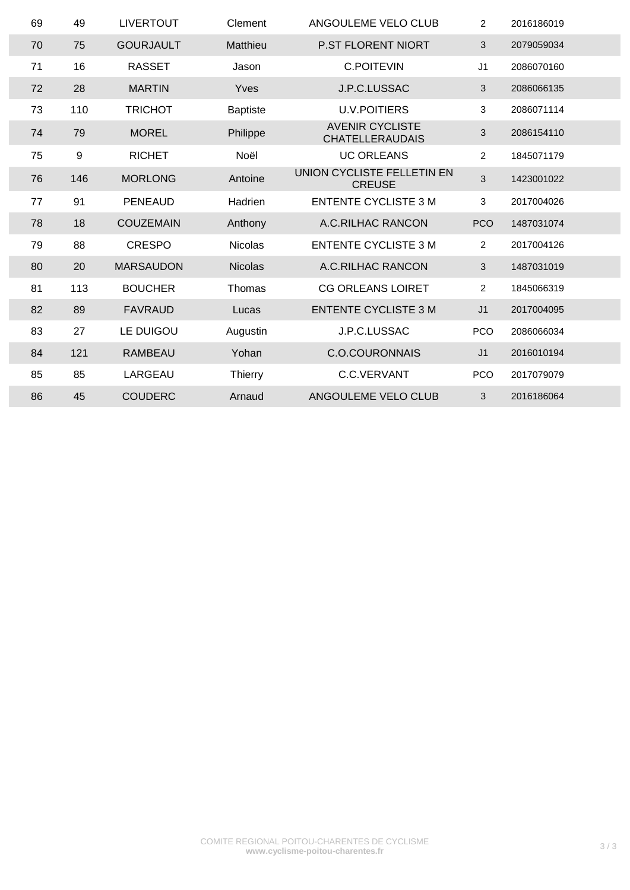| | | | | | | |
|---|---|---|---|---|---|---|
| 69 | 49 | LIVERTOUT | Clement | ANGOULEME VELO CLUB | 2 | 2016186019 |
| 70 | 75 | GOURJAULT | Matthieu | P.ST FLORENT NIORT | 3 | 2079059034 |
| 71 | 16 | RASSET | Jason | C.POITEVIN | J1 | 2086070160 |
| 72 | 28 | MARTIN | Yves | J.P.C.LUSSAC | 3 | 2086066135 |
| 73 | 110 | TRICHOT | Baptiste | U.V.POITIERS | 3 | 2086071114 |
| 74 | 79 | MOREL | Philippe | AVENIR CYCLISTE CHATELLERAUDAIS | 3 | 2086154110 |
| 75 | 9 | RICHET | Noël | UC ORLEANS | 2 | 1845071179 |
| 76 | 146 | MORLONG | Antoine | UNION CYCLISTE FELLETIN EN CREUSE | 3 | 1423001022 |
| 77 | 91 | PENEAUD | Hadrien | ENTENTE CYCLISTE 3 M | 3 | 2017004026 |
| 78 | 18 | COUZEMAIN | Anthony | A.C.RILHAC RANCON | PCO | 1487031074 |
| 79 | 88 | CRESPO | Nicolas | ENTENTE CYCLISTE 3 M | 2 | 2017004126 |
| 80 | 20 | MARSAUDON | Nicolas | A.C.RILHAC RANCON | 3 | 1487031019 |
| 81 | 113 | BOUCHER | Thomas | CG ORLEANS LOIRET | 2 | 1845066319 |
| 82 | 89 | FAVRAUD | Lucas | ENTENTE CYCLISTE 3 M | J1 | 2017004095 |
| 83 | 27 | LE DUIGOU | Augustin | J.P.C.LUSSAC | PCO | 2086066034 |
| 84 | 121 | RAMBEAU | Yohan | C.O.COURONNAIS | J1 | 2016010194 |
| 85 | 85 | LARGEAU | Thierry | C.C.VERVANT | PCO | 2017079079 |
| 86 | 45 | COUDERC | Arnaud | ANGOULEME VELO CLUB | 3 | 2016186064 |